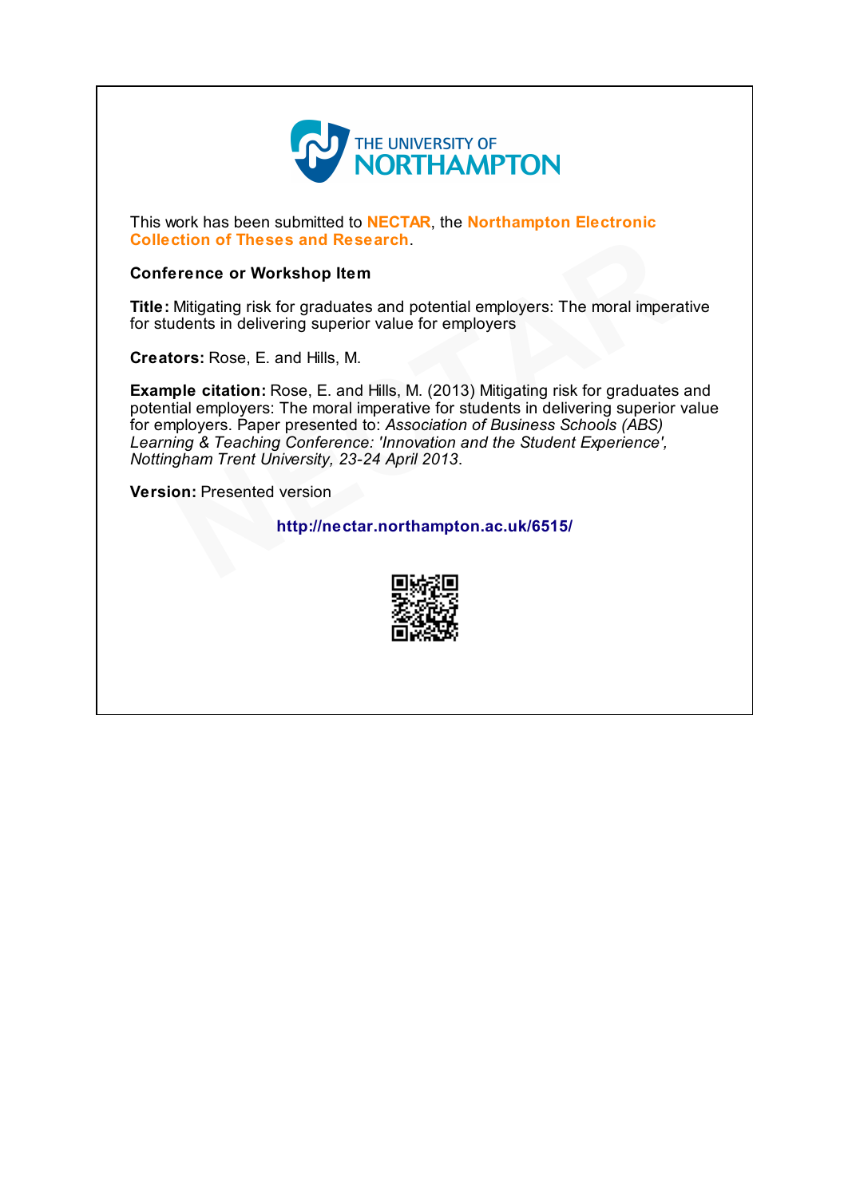THE UNIVERSITY OF NORTHAMPTON

This work has been submitted to **NECTAR**, the **Northampton Electronic Collection of Theses and Research**.

**Conference or Workshop Item**

**Title:** Mitigating risk for graduates and potential employers: The moral imperative for students in delivering superior value for employers

**Creators:** Rose, E. and Hills, M.

**Example citation:** Rose, E. and Hills, M. (2013) Mitigating risk for graduates and potential employers: The moral imperative for students in delivering superior value for employers. Paper presented to: *Association of Business Schools (ABS) Learning & Teaching Conference: 'Innovation and the Student Experience', Nottingham Trent University, 23-24 April 2013*.

**Version:** Presented version

**http://nectar.northampton.ac.uk/6515/**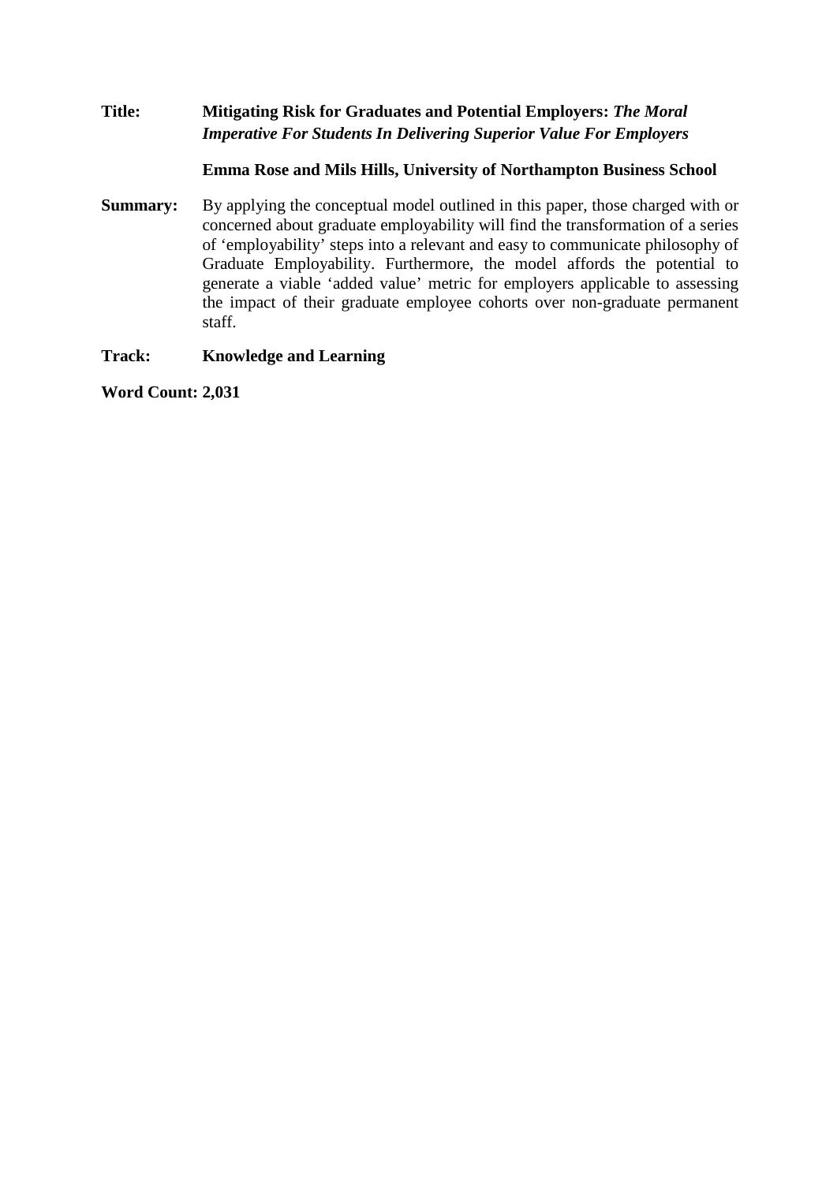**Title:** **Mitigating Risk for Graduates and Potential Employers:** ***The Moral Imperative For Students In Delivering Superior Value For Employers***

**Emma Rose and Mils Hills, University of Northampton Business School**

**Summary:** By applying the conceptual model outlined in this paper, those charged with or concerned about graduate employability will find the transformation of a series of 'employability' steps into a relevant and easy to communicate philosophy of Graduate Employability. Furthermore, the model affords the potential to generate a viable 'added value' metric for employers applicable to assessing the impact of their graduate employee cohorts over non-graduate permanent staff.

**Track:** **Knowledge and Learning**

**Word Count: 2,031**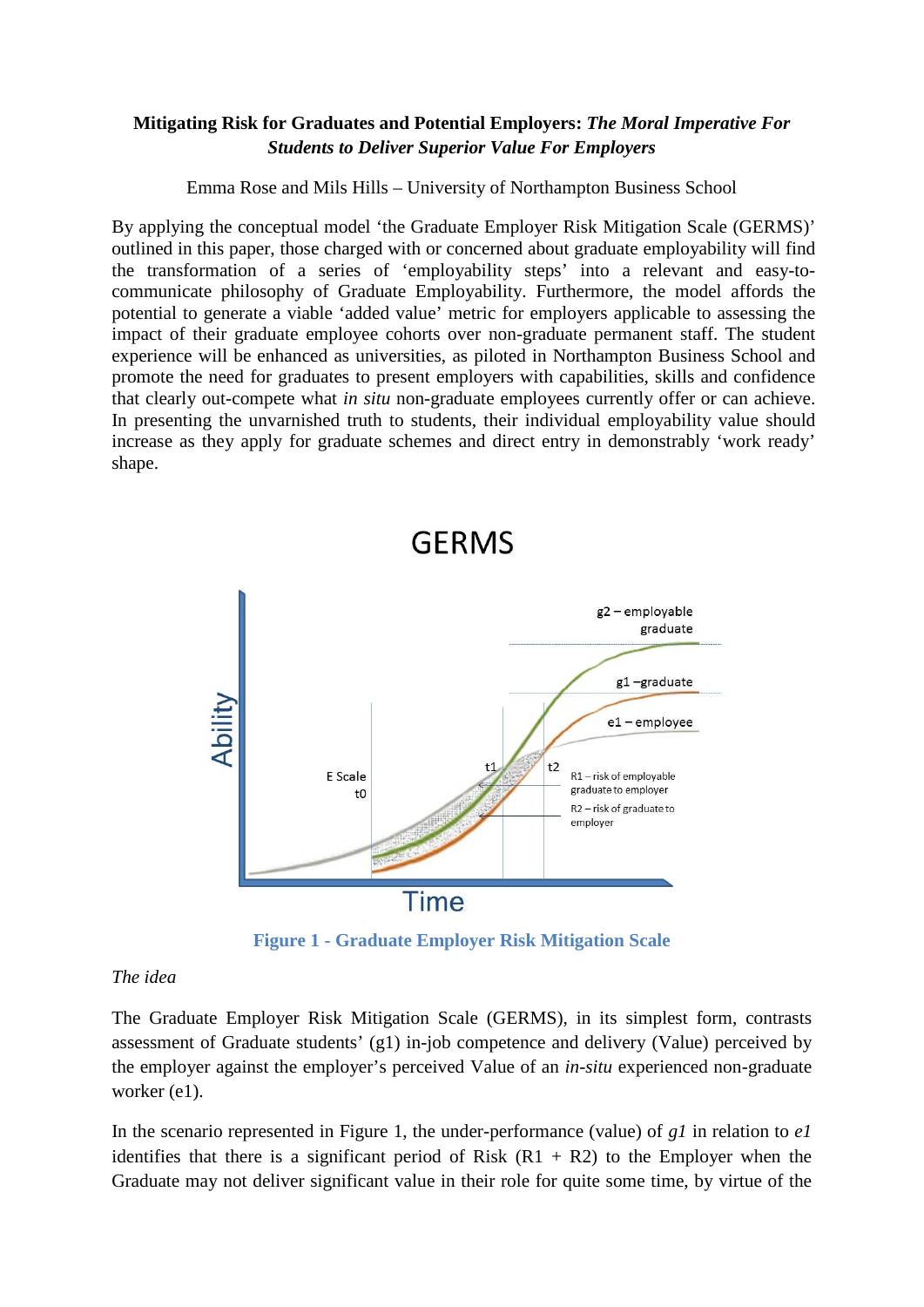**Mitigating Risk for Graduates and Potential Employers:** ***The Moral Imperative For Students to Deliver Superior Value For Employers***

Emma Rose and Mils Hills – University of Northampton Business School

By applying the conceptual model 'the Graduate Employer Risk Mitigation Scale (GERMS)' outlined in this paper, those charged with or concerned about graduate employability will find the transformation of a series of 'employability steps' into a relevant and easy-to-communicate philosophy of Graduate Employability. Furthermore, the model affords the potential to generate a viable 'added value' metric for employers applicable to assessing the impact of their graduate employee cohorts over non-graduate permanent staff. The student experience will be enhanced as universities, as piloted in Northampton Business School and promote the need for graduates to present employers with capabilities, skills and confidence that clearly out-compete what *in situ* non-graduate employees currently offer or can achieve. In presenting the unvarnished truth to students, their individual employability value should increase as they apply for graduate schemes and direct entry in demonstrably 'work ready' shape.

**Figure 1 - Graduate Employer Risk Mitigation Scale**

*The idea*

The Graduate Employer Risk Mitigation Scale (GERMS), in its simplest form, contrasts assessment of Graduate students' (g1) in-job competence and delivery (Value) perceived by the employer against the employer's perceived Value of an *in-situ* experienced non-graduate worker (e1).

In the scenario represented in Figure 1, the under-performance (value) of *g1* in relation to *e1* identifies that there is a significant period of Risk (R1 + R2) to the Employer when the Graduate may not deliver significant value in their role for quite some time, by virtue of the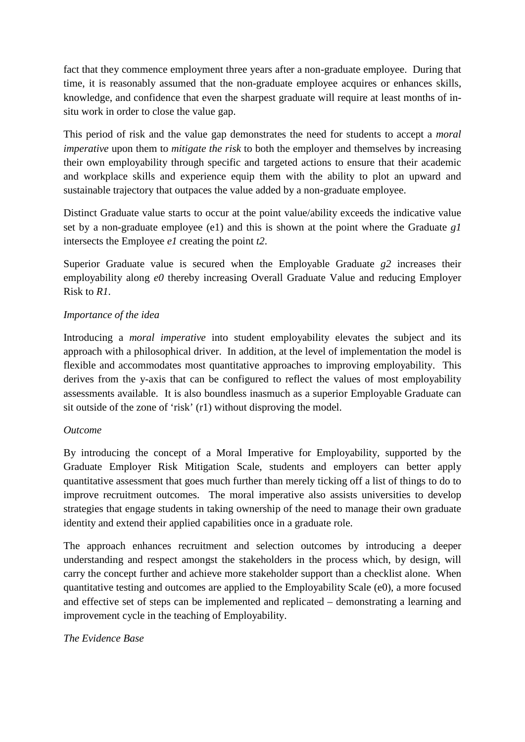fact that they commence employment three years after a non-graduate employee. During that time, it is reasonably assumed that the non-graduate employee acquires or enhances skills, knowledge, and confidence that even the sharpest graduate will require at least months of in-situ work in order to close the value gap.

This period of risk and the value gap demonstrates the need for students to accept a *moral imperative* upon them to *mitigate the risk* to both the employer and themselves by increasing their own employability through specific and targeted actions to ensure that their academic and workplace skills and experience equip them with the ability to plot an upward and sustainable trajectory that outpaces the value added by a non-graduate employee.

Distinct Graduate value starts to occur at the point value/ability exceeds the indicative value set by a non-graduate employee (e1) and this is shown at the point where the Graduate *g1* intersects the Employee *e1* creating the point *t2*.

Superior Graduate value is secured when the Employable Graduate *g2* increases their employability along *e0* thereby increasing Overall Graduate Value and reducing Employer Risk to *R1*.

*Importance of the idea*

Introducing a *moral imperative* into student employability elevates the subject and its approach with a philosophical driver. In addition, at the level of implementation the model is flexible and accommodates most quantitative approaches to improving employability. This derives from the y-axis that can be configured to reflect the values of most employability assessments available. It is also boundless inasmuch as a superior Employable Graduate can sit outside of the zone of 'risk' (r1) without disproving the model.

*Outcome*

By introducing the concept of a Moral Imperative for Employability, supported by the Graduate Employer Risk Mitigation Scale, students and employers can better apply quantitative assessment that goes much further than merely ticking off a list of things to do to improve recruitment outcomes. The moral imperative also assists universities to develop strategies that engage students in taking ownership of the need to manage their own graduate identity and extend their applied capabilities once in a graduate role.

The approach enhances recruitment and selection outcomes by introducing a deeper understanding and respect amongst the stakeholders in the process which, by design, will carry the concept further and achieve more stakeholder support than a checklist alone. When quantitative testing and outcomes are applied to the Employability Scale (e0), a more focused and effective set of steps can be implemented and replicated – demonstrating a learning and improvement cycle in the teaching of Employability.

*The Evidence Base*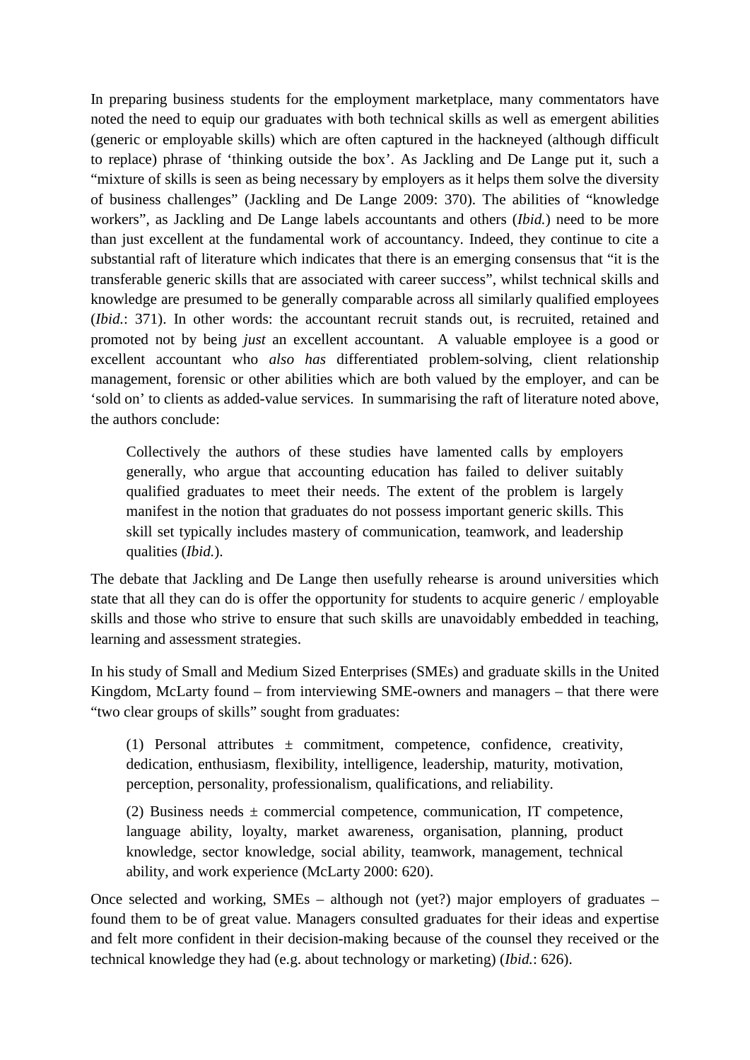In preparing business students for the employment marketplace, many commentators have noted the need to equip our graduates with both technical skills as well as emergent abilities (generic or employable skills) which are often captured in the hackneyed (although difficult to replace) phrase of 'thinking outside the box'. As Jackling and De Lange put it, such a "mixture of skills is seen as being necessary by employers as it helps them solve the diversity of business challenges" (Jackling and De Lange 2009: 370). The abilities of "knowledge workers", as Jackling and De Lange labels accountants and others (*Ibid.*) need to be more than just excellent at the fundamental work of accountancy. Indeed, they continue to cite a substantial raft of literature which indicates that there is an emerging consensus that "it is the transferable generic skills that are associated with career success", whilst technical skills and knowledge are presumed to be generally comparable across all similarly qualified employees (*Ibid.*: 371). In other words: the accountant recruit stands out, is recruited, retained and promoted not by being *just* an excellent accountant. A valuable employee is a good or excellent accountant who *also has* differentiated problem-solving, client relationship management, forensic or other abilities which are both valued by the employer, and can be 'sold on' to clients as added-value services. In summarising the raft of literature noted above, the authors conclude:

> Collectively the authors of these studies have lamented calls by employers generally, who argue that accounting education has failed to deliver suitably qualified graduates to meet their needs. The extent of the problem is largely manifest in the notion that graduates do not possess important generic skills. This skill set typically includes mastery of communication, teamwork, and leadership qualities (*Ibid.*).

The debate that Jackling and De Lange then usefully rehearse is around universities which state that all they can do is offer the opportunity for students to acquire generic / employable skills and those who strive to ensure that such skills are unavoidably embedded in teaching, learning and assessment strategies.

In his study of Small and Medium Sized Enterprises (SMEs) and graduate skills in the United Kingdom, McLarty found – from interviewing SME-owners and managers – that there were "two clear groups of skills" sought from graduates:

> (1) Personal attributes ± commitment, competence, confidence, creativity, dedication, enthusiasm, flexibility, intelligence, leadership, maturity, motivation, perception, personality, professionalism, qualifications, and reliability.
>
> (2) Business needs ± commercial competence, communication, IT competence, language ability, loyalty, market awareness, organisation, planning, product knowledge, sector knowledge, social ability, teamwork, management, technical ability, and work experience (McLarty 2000: 620).

Once selected and working, SMEs – although not (yet?) major employers of graduates – found them to be of great value. Managers consulted graduates for their ideas and expertise and felt more confident in their decision-making because of the counsel they received or the technical knowledge they had (e.g. about technology or marketing) (*Ibid.*: 626).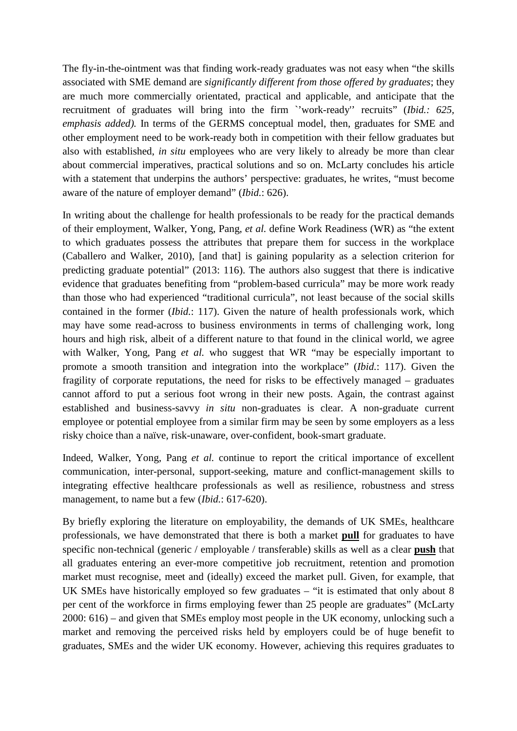The fly-in-the-ointment was that finding work-ready graduates was not easy when “the skills associated with SME demand are *significantly different from those offered by graduates*; they are much more commercially orientated, practical and applicable, and anticipate that the recruitment of graduates will bring into the firm `'work-ready'' recruits” (*Ibid.: 625, emphasis added).* In terms of the GERMS conceptual model, then, graduates for SME and other employment need to be work-ready both in competition with their fellow graduates but also with established, *in situ* employees who are very likely to already be more than clear about commercial imperatives, practical solutions and so on. McLarty concludes his article with a statement that underpins the authors’ perspective: graduates, he writes, “must become aware of the nature of employer demand” (*Ibid.*: 626).

In writing about the challenge for health professionals to be ready for the practical demands of their employment, Walker, Yong, Pang, *et al.* define Work Readiness (WR) as “the extent to which graduates possess the attributes that prepare them for success in the workplace (Caballero and Walker, 2010), [and that] is gaining popularity as a selection criterion for predicting graduate potential” (2013: 116). The authors also suggest that there is indicative evidence that graduates benefiting from “problem-based curricula” may be more work ready than those who had experienced “traditional curricula”, not least because of the social skills contained in the former (*Ibid.*: 117). Given the nature of health professionals work, which may have some read-across to business environments in terms of challenging work, long hours and high risk, albeit of a different nature to that found in the clinical world, we agree with Walker, Yong, Pang *et al.* who suggest that WR “may be especially important to promote a smooth transition and integration into the workplace” (*Ibid.*: 117). Given the fragility of corporate reputations, the need for risks to be effectively managed – graduates cannot afford to put a serious foot wrong in their new posts. Again, the contrast against established and business-savvy *in situ* non-graduates is clear. A non-graduate current employee or potential employee from a similar firm may be seen by some employers as a less risky choice than a naïve, risk-unaware, over-confident, book-smart graduate.

Indeed, Walker, Yong, Pang *et al.* continue to report the critical importance of excellent communication, inter-personal, support-seeking, mature and conflict-management skills to integrating effective healthcare professionals as well as resilience, robustness and stress management, to name but a few (*Ibid.*: 617-620).

By briefly exploring the literature on employability, the demands of UK SMEs, healthcare professionals, we have demonstrated that there is both a market **pull** for graduates to have specific non-technical (generic / employable / transferable) skills as well as a clear **push** that all graduates entering an ever-more competitive job recruitment, retention and promotion market must recognise, meet and (ideally) exceed the market pull. Given, for example, that UK SMEs have historically employed so few graduates – “it is estimated that only about 8 per cent of the workforce in firms employing fewer than 25 people are graduates” (McLarty 2000: 616) – and given that SMEs employ most people in the UK economy, unlocking such a market and removing the perceived risks held by employers could be of huge benefit to graduates, SMEs and the wider UK economy. However, achieving this requires graduates to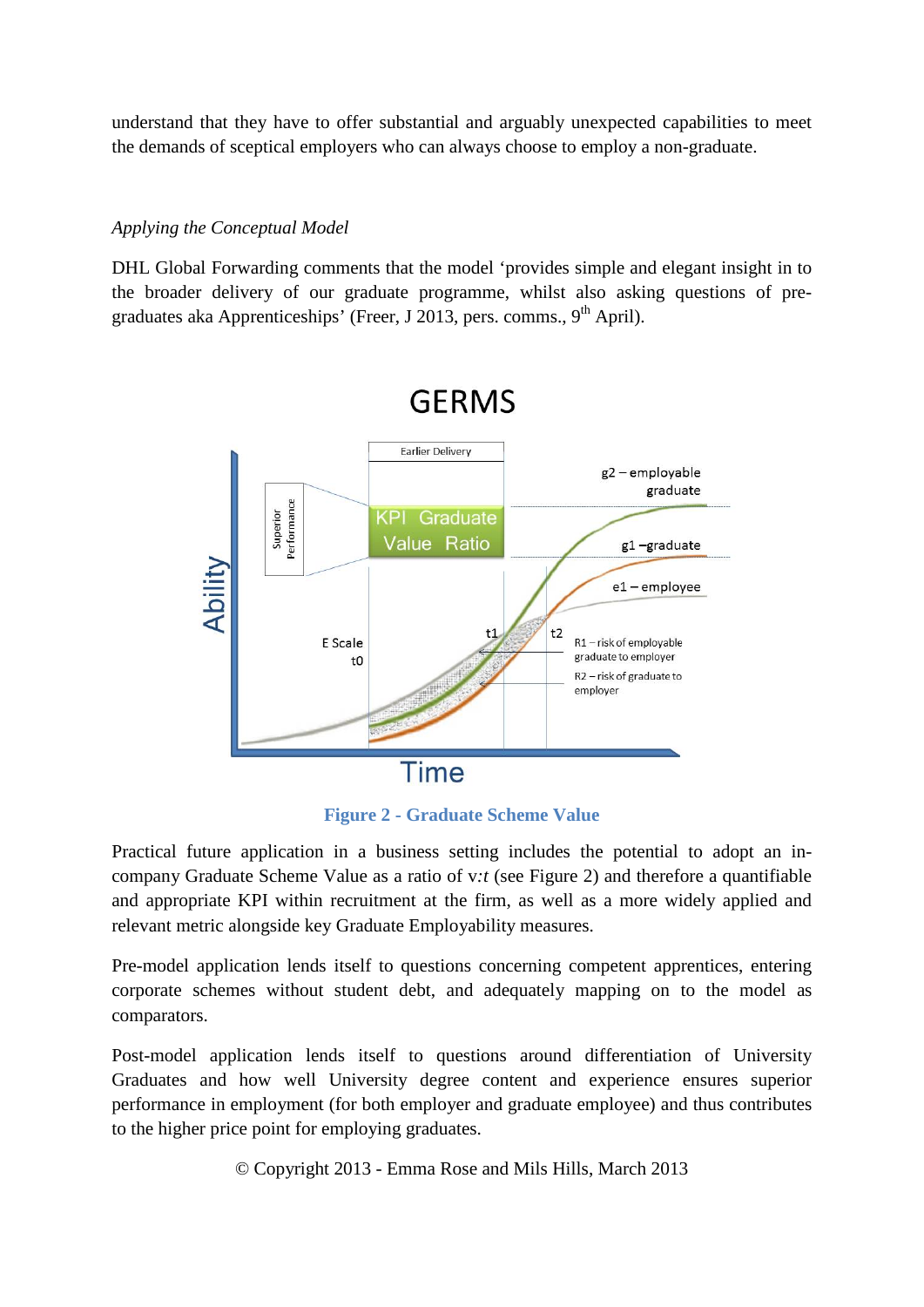understand that they have to offer substantial and arguably unexpected capabilities to meet the demands of sceptical employers who can always choose to employ a non-graduate.

*Applying the Conceptual Model*

DHL Global Forwarding comments that the model 'provides simple and elegant insight in to the broader delivery of our graduate programme, whilst also asking questions of pre-graduates aka Apprenticeships' (Freer, J 2013, pers. comms., 9th April).

**Figure 2 - Graduate Scheme Value**

Practical future application in a business setting includes the potential to adopt an in-company Graduate Scheme Value as a ratio of v:*t* (see Figure 2) and therefore a quantifiable and appropriate KPI within recruitment at the firm, as well as a more widely applied and relevant metric alongside key Graduate Employability measures.

Pre-model application lends itself to questions concerning competent apprentices, entering corporate schemes without student debt, and adequately mapping on to the model as comparators.

Post-model application lends itself to questions around differentiation of University Graduates and how well University degree content and experience ensures superior performance in employment (for both employer and graduate employee) and thus contributes to the higher price point for employing graduates.

© Copyright 2013 - Emma Rose and Mils Hills, March 2013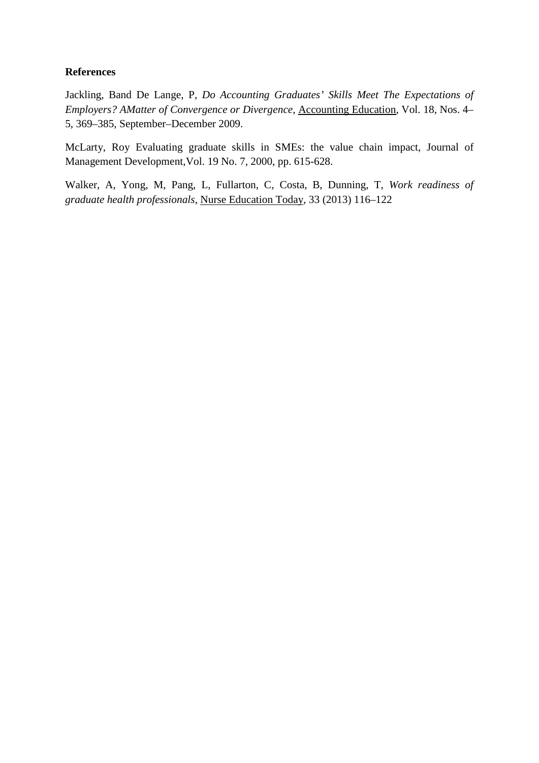**References**

Jackling, Band De Lange, P, *Do Accounting Graduates' Skills Meet The Expectations of Employers? AMatter of Convergence or Divergence*, Accounting Education, Vol. 18, Nos. 4–5, 369–385, September–December 2009.

McLarty, Roy Evaluating graduate skills in SMEs: the value chain impact, Journal of Management Development,Vol. 19 No. 7, 2000, pp. 615-628.

Walker, A, Yong, M, Pang, L, Fullarton, C, Costa, B, Dunning, T, *Work readiness of graduate health professionals*, Nurse Education Today, 33 (2013) 116–122